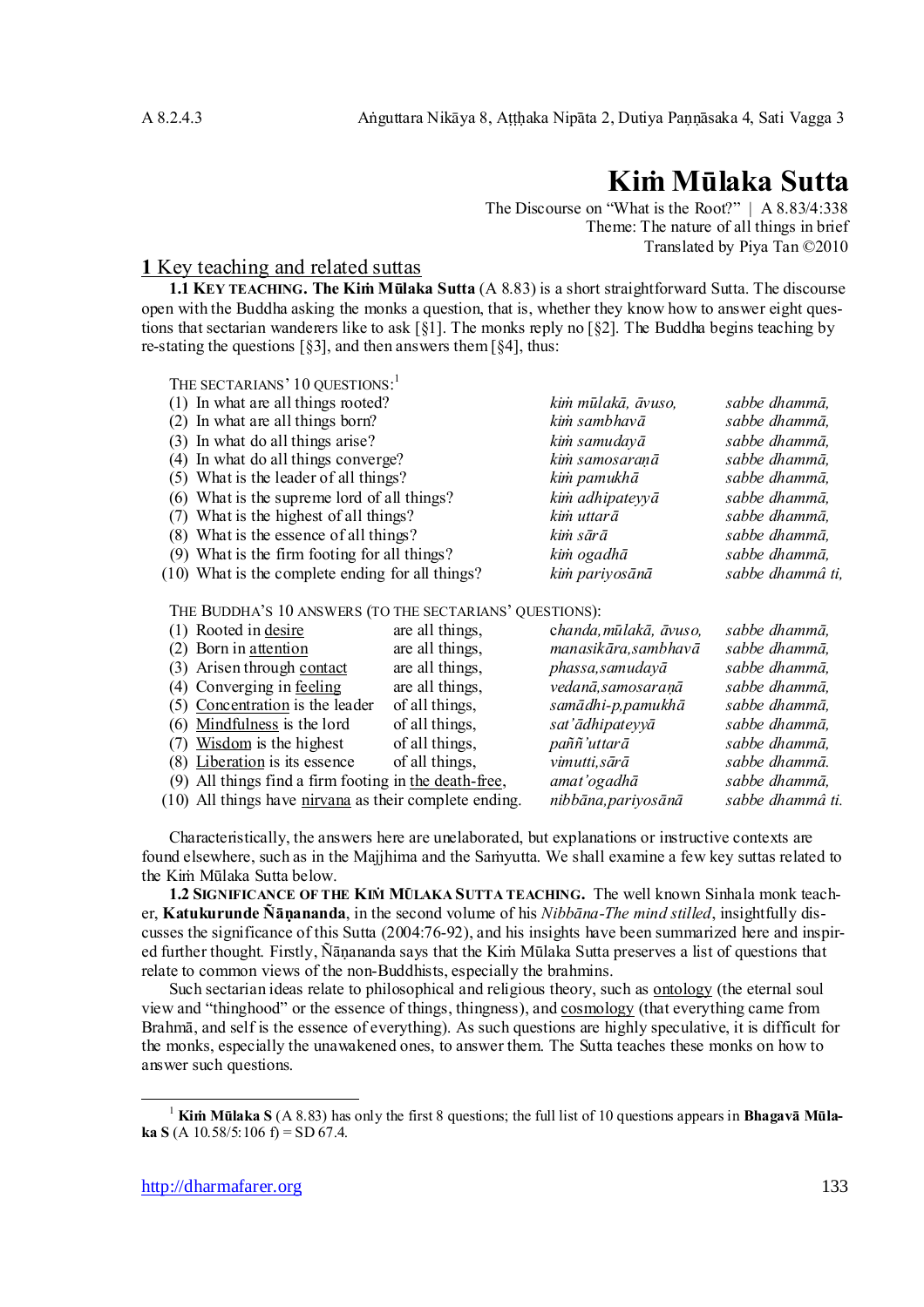# Kiṁ Mūlaka Sutta

The Discourse on "What is the Root?" | A 8.83/4:338
Theme: The nature of all things in brief
Translated by Piya Tan ©2010

## 1 Key teaching and related suttas

**1.1 KEY TEACHING. The Kiṁ Mūlaka Sutta** (A 8.83) is a short straightforward Sutta. The discourse open with the Buddha asking the monks a question, that is, whether they know how to answer eight questions that sectarian wanderers like to ask [§1]. The monks reply no [§2]. The Buddha begins teaching by re-stating the questions [§3], and then answers them [§4], thus:

THE SECTARIANS' 10 QUESTIONS:[1]

| | | | |
|---|---|---|---|
| (1) | In what are all things rooted? | *kiṁ mūlakā, āvuso,* | *sabbe dhammā,* |
| (2) | In what are all things born? | *kiṁ sambhavā* | *sabbe dhammā,* |
| (3) | In what do all things arise? | *kiṁ samudayā* | *sabbe dhammā,* |
| (4) | In what do all things converge? | *kiṁ samosaraṇā* | *sabbe dhammā,* |
| (5) | What is the leader of all things? | *kiṁ pamukhā* | *sabbe dhammā,* |
| (6) | What is the supreme lord of all things? | *kiṁ adhipateyyā* | *sabbe dhammā,* |
| (7) | What is the highest of all things? | *kiṁ uttarā* | *sabbe dhammā,* |
| (8) | What is the essence of all things? | *kiṁ sārā* | *sabbe dhammā,* |
| (9) | What is the firm footing for all things? | *kiṁ ogadhā* | *sabbe dhammā,* |
| (10) | What is the complete ending for all things? | *kiṁ pariyosānā* | *sabbe dhammâ ti,* |

THE BUDDHA'S 10 ANSWERS (TO THE SECTARIANS' QUESTIONS):

| | | | | |
|---|---|---|---|---|
| (1) | Rooted in desire | are all things, | *chanda,mūlakā, āvuso,* | *sabbe dhammā,* |
| (2) | Born in attention | are all things, | *manasikāra,sambhavā* | *sabbe dhammā,* |
| (3) | Arisen through contact | are all things, | *phassa,samudayā* | *sabbe dhammā,* |
| (4) | Converging in feeling | are all things, | *vedanā,samosaraṇā* | *sabbe dhammā,* |
| (5) | Concentration is the leader | of all things, | *samādhi-p,pamukhā* | *sabbe dhammā,* |
| (6) | Mindfulness is the lord | of all things, | *sat'ādhipateyyā* | *sabbe dhammā,* |
| (7) | Wisdom is the highest | of all things, | *paññ'uttarā* | *sabbe dhammā,* |
| (8) | Liberation is its essence | of all things, | *vimutti,sārā* | *sabbe dhammā.* |
| (9) | All things find a firm footing in the death-free, | | *amat'ogadhā* | *sabbe dhammā,* |
| (10) | All things have nirvana as their complete ending. | | *nibbāna,pariyosānā* | *sabbe dhammâ ti.* |

Characteristically, the answers here are unelaborated, but explanations or instructive contexts are found elsewhere, such as in the Majjhima and the Saṁyutta. We shall examine a few key suttas related to the Kiṁ Mūlaka Sutta below.

**1.2 SIGNIFICANCE OF THE KIṀ MŪLAKA SUTTA TEACHING.** The well known Sinhala monk teacher, **Katukurunde Ñāṇananda**, in the second volume of his *Nibbāna-The mind stilled*, insightfully discusses the significance of this Sutta (2004:76-92), and his insights have been summarized here and inspired further thought. Firstly, Ñāṇananda says that the Kiṁ Mūlaka Sutta preserves a list of questions that relate to common views of the non-Buddhists, especially the brahmins.

Such sectarian ideas relate to philosophical and religious theory, such as ontology (the eternal soul view and "thinghood" or the essence of things, thingness), and cosmology (that everything came from Brahmā, and self is the essence of everything). As such questions are highly speculative, it is difficult for the monks, especially the unawakened ones, to answer them. The Sutta teaches these monks on how to answer such questions.

---

[1] **Kiṁ Mūlaka S** (A 8.83) has only the first 8 questions; the full list of 10 questions appears in **Bhagavā Mūlaka S** (A 10.58/5:106 f) = SD 67.4.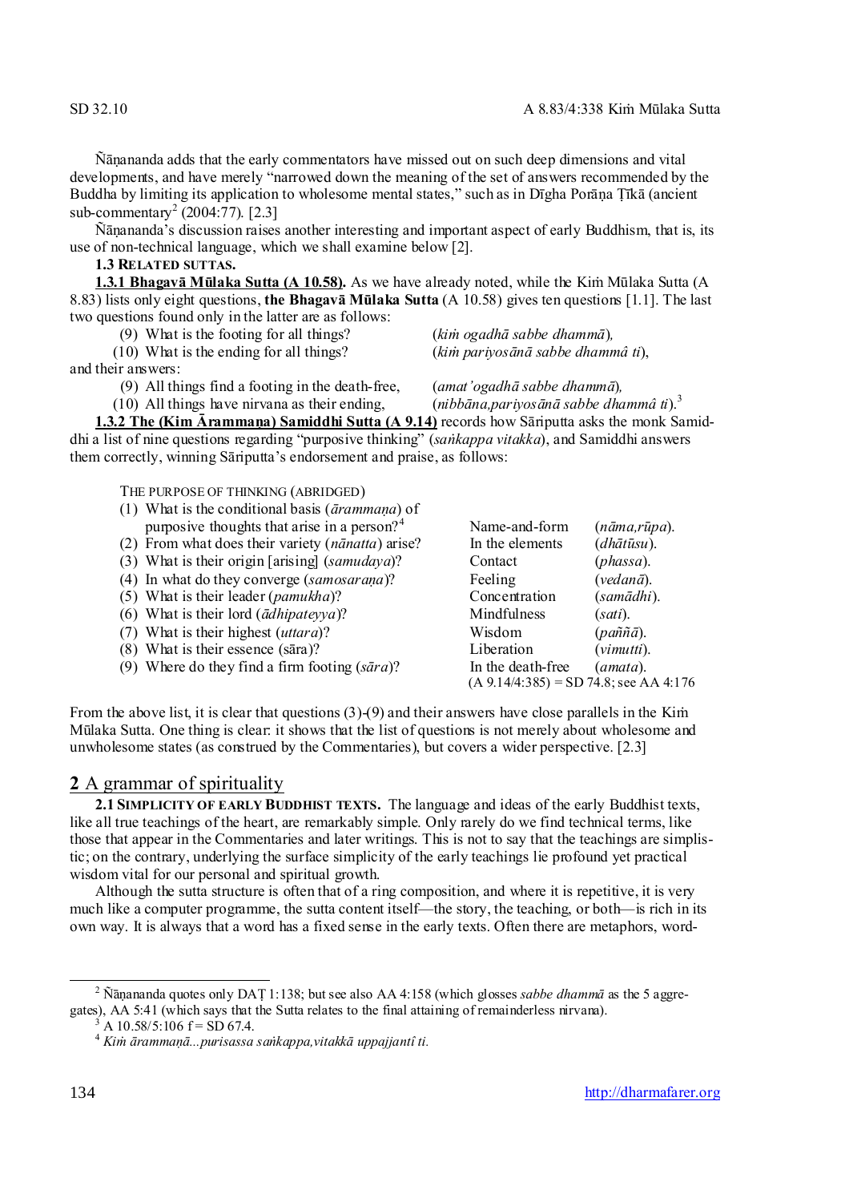Ñāṇananda adds that the early commentators have missed out on such deep dimensions and vital developments, and have merely "narrowed down the meaning of the set of answers recommended by the Buddha by limiting its application to wholesome mental states," such as in Dīgha Porāṇa Ṭīkā (ancient sub-commentary[2] (2004:77). [2.3]

Ñāṇananda's discussion raises another interesting and important aspect of early Buddhism, that is, its use of non-technical language, which we shall examine below [2].

**1.3 RELATED SUTTAS.**

**1.3.1 Bhagavā Mūlaka Sutta (A 10.58).** As we have already noted, while the Kiṁ Mūlaka Sutta (A 8.83) lists only eight questions, **the Bhagavā Mūlaka Sutta** (A 10.58) gives ten questions [1.1]. The last two questions found only in the latter are as follows:

| | |
|---|---|
| (9) What is the footing for all things? | (*kiṁ ogadhā sabbe dhammā*), |
| (10) What is the ending for all things? | (*kiṁ pariyosānā sabbe dhammâ ti*), |

and their answers:

| | |
|---|---|
| (9) All things find a footing in the death-free, | (*amat'ogadhā sabbe dhammā*), |
| (10) All things have nirvana as their ending, | (*nibbāna,pariyosānā sabbe dhammâ ti*).[3] |

**1.3.2 The (Kim Ārammaṇa) Samiddhi Sutta (A 9.14)** records how Sāriputta asks the monk Samiddhi a list of nine questions regarding "purposive thinking" (*saṅkappa vitakka*), and Samiddhi answers them correctly, winning Sāriputta's endorsement and praise, as follows:

THE PURPOSE OF THINKING (ABRIDGED)

| | | |
|---|---|---|
| (1) What is the conditional basis (*ārammaṇa*) of purposive thoughts that arise in a person?[4] | Name-and-form | (*nāma,rūpa*). |
| (2) From what does their variety (*nānatta*) arise? | In the elements | (*dhātūsu*). |
| (3) What is their origin [arising] (*samudaya*)? | Contact | (*phassa*). |
| (4) In what do they converge (*samosaraṇa*)? | Feeling | (*vedanā*). |
| (5) What is their leader (*pamukha*)? | Concentration | (*samādhi*). |
| (6) What is their lord (*ādhipateyya*)? | Mindfulness | (*sati*). |
| (7) What is their highest (*uttara*)? | Wisdom | (*paññā*). |
| (8) What is their essence (sāra)? | Liberation | (*vimutti*). |
| (9) Where do they find a firm footing (*sāra*)? | In the death-free | (*amata*). |

(A 9.14/4:385) = SD 74.8; see AA 4:176

From the above list, it is clear that questions (3)-(9) and their answers have close parallels in the Kiṁ Mūlaka Sutta. One thing is clear: it shows that the list of questions is not merely about wholesome and unwholesome states (as construed by the Commentaries), but covers a wider perspective. [2.3]

## 2 A grammar of spirituality

**2.1 SIMPLICITY OF EARLY BUDDHIST TEXTS.** The language and ideas of the early Buddhist texts, like all true teachings of the heart, are remarkably simple. Only rarely do we find technical terms, like those that appear in the Commentaries and later writings. This is not to say that the teachings are simplistic; on the contrary, underlying the surface simplicity of the early teachings lie profound yet practical wisdom vital for our personal and spiritual growth.

Although the sutta structure is often that of a ring composition, and where it is repetitive, it is very much like a computer programme, the sutta content itself—the story, the teaching, or both—is rich in its own way. It is always that a word has a fixed sense in the early texts. Often there are metaphors, word-

---

[2] Ñāṇananda quotes only DAṬ 1:138; but see also AA 4:158 (which glosses *sabbe dhammā* as the 5 aggregates), AA 5:41 (which says that the Sutta relates to the final attaining of remainderless nirvana).

[3] A 10.58/5:106 f = SD 67.4.

[4] *Kiṁ ārammaṇā...purisassa saṅkappa,vitakkā uppajjantî ti.*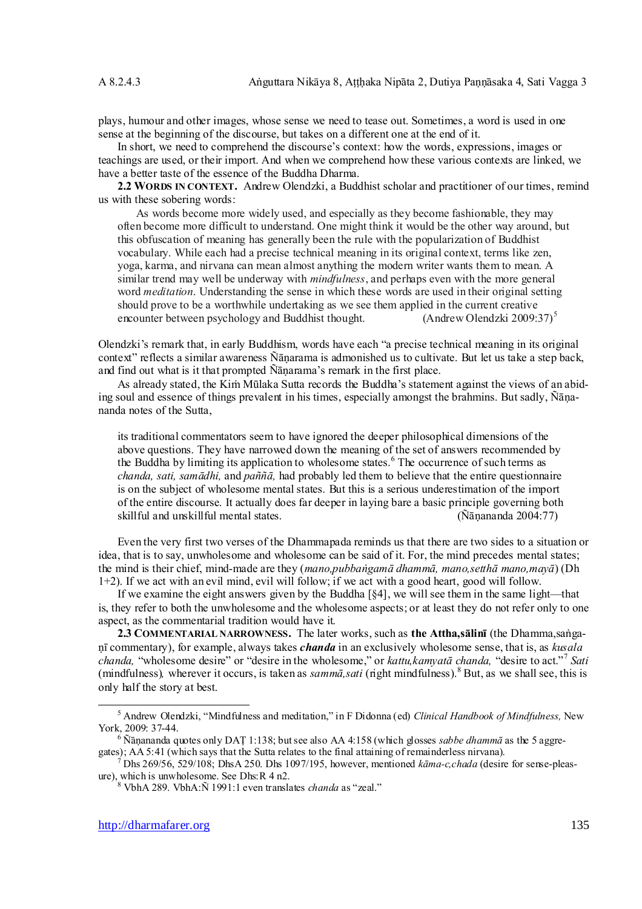plays, humour and other images, whose sense we need to tease out. Sometimes, a word is used in one sense at the beginning of the discourse, but takes on a different one at the end of it.

In short, we need to comprehend the discourse's context: how the words, expressions, images or teachings are used, or their import. And when we comprehend how these various contexts are linked, we have a better taste of the essence of the Buddha Dharma.

**2.2 WORDS IN CONTEXT.** Andrew Olendzki, a Buddhist scholar and practitioner of our times, remind us with these sobering words:

> As words become more widely used, and especially as they become fashionable, they may often become more difficult to understand. One might think it would be the other way around, but this obfuscation of meaning has generally been the rule with the popularization of Buddhist vocabulary. While each had a precise technical meaning in its original context, terms like zen, yoga, karma, and nirvana can mean almost anything the modern writer wants them to mean. A similar trend may well be underway with *mindfulness*, and perhaps even with the more general word *meditation*. Understanding the sense in which these words are used in their original setting should prove to be a worthwhile undertaking as we see them applied in the current creative encounter between psychology and Buddhist thought. (Andrew Olendzki 2009:37)[5]

Olendzki's remark that, in early Buddhism, words have each "a precise technical meaning in its original context" reflects a similar awareness Ñāṇarama is admonished us to cultivate. But let us take a step back, and find out what is it that prompted Ñāṇarama's remark in the first place.

As already stated, the Kiṁ Mūlaka Sutta records the Buddha's statement against the views of an abiding soul and essence of things prevalent in his times, especially amongst the brahmins. But sadly, Ñāṇananda notes of the Sutta,

> its traditional commentators seem to have ignored the deeper philosophical dimensions of the above questions. They have narrowed down the meaning of the set of answers recommended by the Buddha by limiting its application to wholesome states.[6] The occurrence of such terms as *chanda, sati, samādhi,* and *paññā,* had probably led them to believe that the entire questionnaire is on the subject of wholesome mental states. But this is a serious underestimation of the import of the entire discourse. It actually does far deeper in laying bare a basic principle governing both skillful and unskillful mental states. (Ñāṇananda 2004:77)

Even the very first two verses of the Dhammapada reminds us that there are two sides to a situation or idea, that is to say, unwholesome and wholesome can be said of it. For, the mind precedes mental states; the mind is their chief, mind-made are they (*mano,pubbaṅgamā dhammā, mano,setthā mano,mayā*) (Dh 1+2). If we act with an evil mind, evil will follow; if we act with a good heart, good will follow.

If we examine the eight answers given by the Buddha [§4], we will see them in the same light—that is, they refer to both the unwholesome and the wholesome aspects; or at least they do not refer only to one aspect, as the commentarial tradition would have it.

**2.3 COMMENTARIAL NARROWNESS.** The later works, such as **the Attha,sālinī** (the Dhamma,saṅgaṇī commentary), for example, always takes ***chanda*** in an exclusively wholesome sense, that is, as *kusala chanda,* "wholesome desire" or "desire in the wholesome," or *kattu,kamyatā chanda,* "desire to act."[7] *Sati* (mindfulness)*,* wherever it occurs, is taken as *sammā,sati* (right mindfulness).[8] But, as we shall see, this is only half the story at best.

---

[5] Andrew Olendzki, "Mindfulness and meditation," in F Didonna (ed) *Clinical Handbook of Mindfulness,* New York, 2009: 37-44.

[6] Ñāṇananda quotes only DAṬ 1:138; but see also AA 4:158 (which glosses *sabbe dhammā* as the 5 aggregates); AA 5:41 (which says that the Sutta relates to the final attaining of remainderless nirvana).

[7] Dhs 269/56, 529/108; DhsA 250. Dhs 1097/195, however, mentioned *kāma-c,chada* (desire for sense-pleasure), which is unwholesome. See Dhs:R 4 n2.

[8] VbhA 289. VbhA:Ñ 1991:1 even translates *chanda* as "zeal."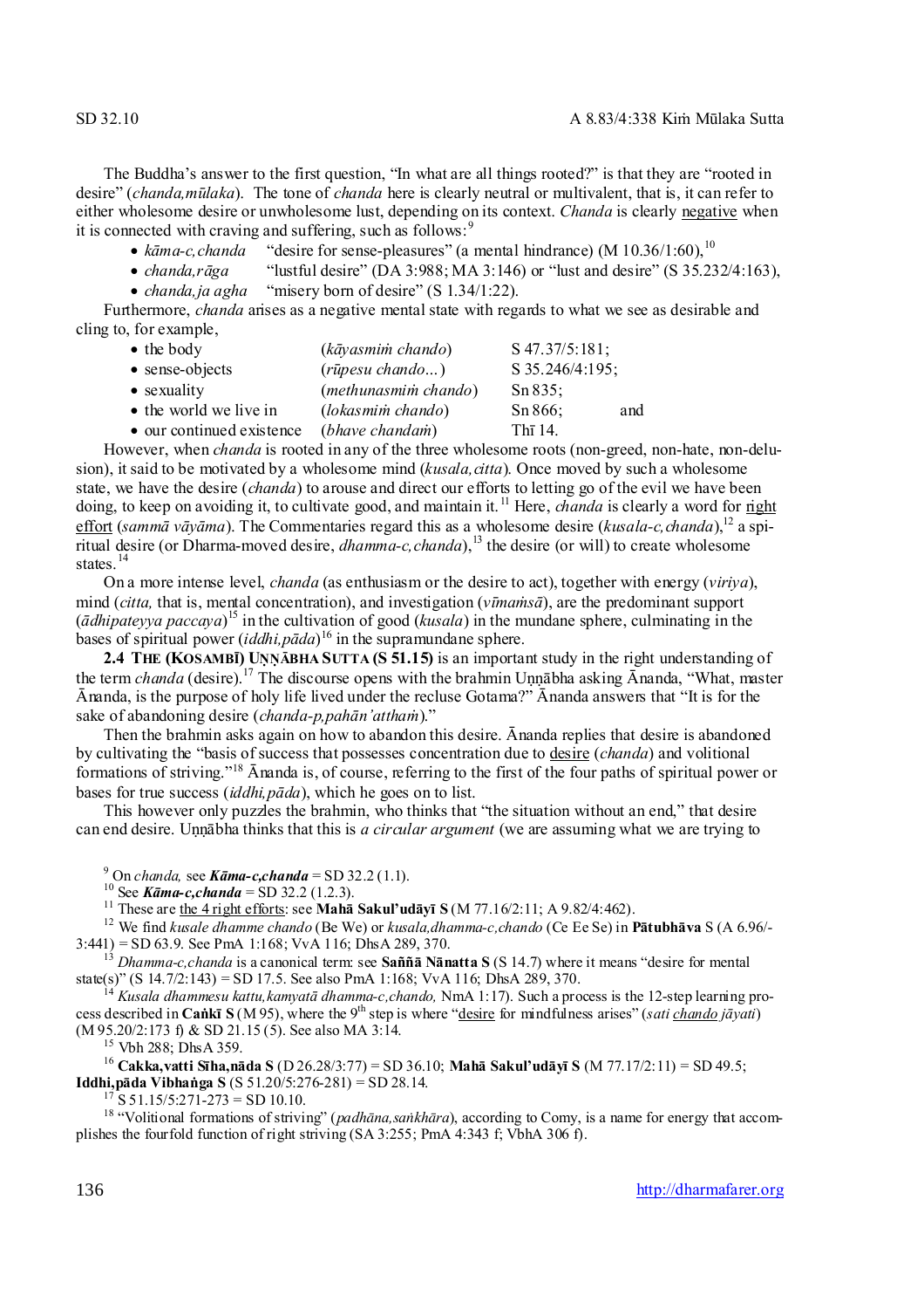The Buddha's answer to the first question, "In what are all things rooted?" is that they are "rooted in desire" (*chanda,mūlaka*). The tone of *chanda* here is clearly neutral or multivalent, that is, it can refer to either wholesome desire or unwholesome lust, depending on its context. *Chanda* is clearly negative when it is connected with craving and suffering, such as follows:[9]

- *kāma-c,chanda* "desire for sense-pleasures" (a mental hindrance) (M 10.36/1:60),[10]
- *chanda,rāga* "lustful desire" (DA 3:988; MA 3:146) or "lust and desire" (S 35.232/4:163),
- *chanda,ja agha* "misery born of desire" (S 1.34/1:22).

Furthermore, *chanda* arises as a negative mental state with regards to what we see as desirable and cling to, for example,

| | | |
|---|---|---|
| • the body | (*kāyasmiṁ chando*) | S 47.37/5:181; |
| • sense-objects | (*rūpesu chando...*) | S 35.246/4:195; |
| • sexuality | (*methunasmiṁ chando*) | Sn 835; |
| • the world we live in | (*lokasmiṁ chando*) | Sn 866; and |
| • our continued existence | (*bhave chandaṁ*) | Thī 14. |

However, when *chanda* is rooted in any of the three wholesome roots (non-greed, non-hate, non-delusion), it said to be motivated by a wholesome mind (*kusala,citta*). Once moved by such a wholesome state, we have the desire (*chanda*) to arouse and direct our efforts to letting go of the evil we have been doing, to keep on avoiding it, to cultivate good, and maintain it.[11] Here, *chanda* is clearly a word for right effort (*sammā vāyāma*). The Commentaries regard this as a wholesome desire (*kusala-c,chanda*),[12] a spiritual desire (or Dharma-moved desire, *dhamma-c,chanda*),[13] the desire (or will) to create wholesome states.[14]

On a more intense level, *chanda* (as enthusiasm or the desire to act), together with energy (*viriya*), mind (*citta,* that is, mental concentration), and investigation (*vīmaṁsā*), are the predominant support (*ādhipateyya paccaya*)[15] in the cultivation of good (*kusala*) in the mundane sphere, culminating in the bases of spiritual power (*iddhi,pāda*)[16] in the supramundane sphere.

**2.4 THE (KOSAMBĪ) UṆṆĀBHA SUTTA (S 51.15)** is an important study in the right understanding of the term *chanda* (desire).[17] The discourse opens with the brahmin Uṇṇābha asking Ānanda, "What, master Ānanda, is the purpose of holy life lived under the recluse Gotama?" Ānanda answers that "It is for the sake of abandoning desire (*chanda-p,pahān'atthaṁ*)."

Then the brahmin asks again on how to abandon this desire. Ānanda replies that desire is abandoned by cultivating the "basis of success that possesses concentration due to desire (*chanda*) and volitional formations of striving."[18] Ānanda is, of course, referring to the first of the four paths of spiritual power or bases for true success (*iddhi,pāda*), which he goes on to list.

This however only puzzles the brahmin, who thinks that "the situation without an end," that desire can end desire. Uṇṇābha thinks that this is *a circular argument* (we are assuming what we are trying to

---

[9] On *chanda,* see ***Kāma-c,chanda*** = SD 32.2 (1.1).

[10] See ***Kāma-c,chanda*** = SD 32.2 (1.2.3).

[11] These are the 4 right efforts: see **Mahā Sakul'udāyī S** (M 77.16/2:11; A 9.82/4:462).

[12] We find *kusale dhamme chando* (Be We) or *kusala,dhamma-c,chando* (Ce Ee Se) in **Pātubhāva S** (A 6.96/-3:441) = SD 63.9. See PmA 1:168; VvA 116; DhsA 289, 370.

[13] *Dhamma-c,chanda* is a canonical term: see **Saññā Nānatta S** (S 14.7) where it means "desire for mental state(s)" (S 14.7/2:143) = SD 17.5. See also PmA 1:168; VvA 116; DhsA 289, 370.

[14] *Kusala dhammesu kattu,kamyatā dhamma-c,chando,* NmA 1:17). Such a process is the 12-step learning process described in **Caṅkī S** (M 95), where the 9th step is where "desire for mindfulness arises" (*sati chando jāyati*) (M 95.20/2:173 f) & SD 21.15 (5). See also MA 3:14.

[15] Vbh 288; DhsA 359.

[16] **Cakka,vatti Sīha,nāda S** (D 26.28/3:77) = SD 36.10; **Mahā Sakul'udāyī S** (M 77.17/2:11) = SD 49.5; **Iddhi,pāda Vibhaṅga S** (S 51.20/5:276-281) = SD 28.14.

[17] S 51.15/5:271-273 = SD 10.10.

[18] "Volitional formations of striving" (*padhāna,saṅkhāra*), according to Comy, is a name for energy that accomplishes the fourfold function of right striving (SA 3:255; PmA 4:343 f; VbhA 306 f).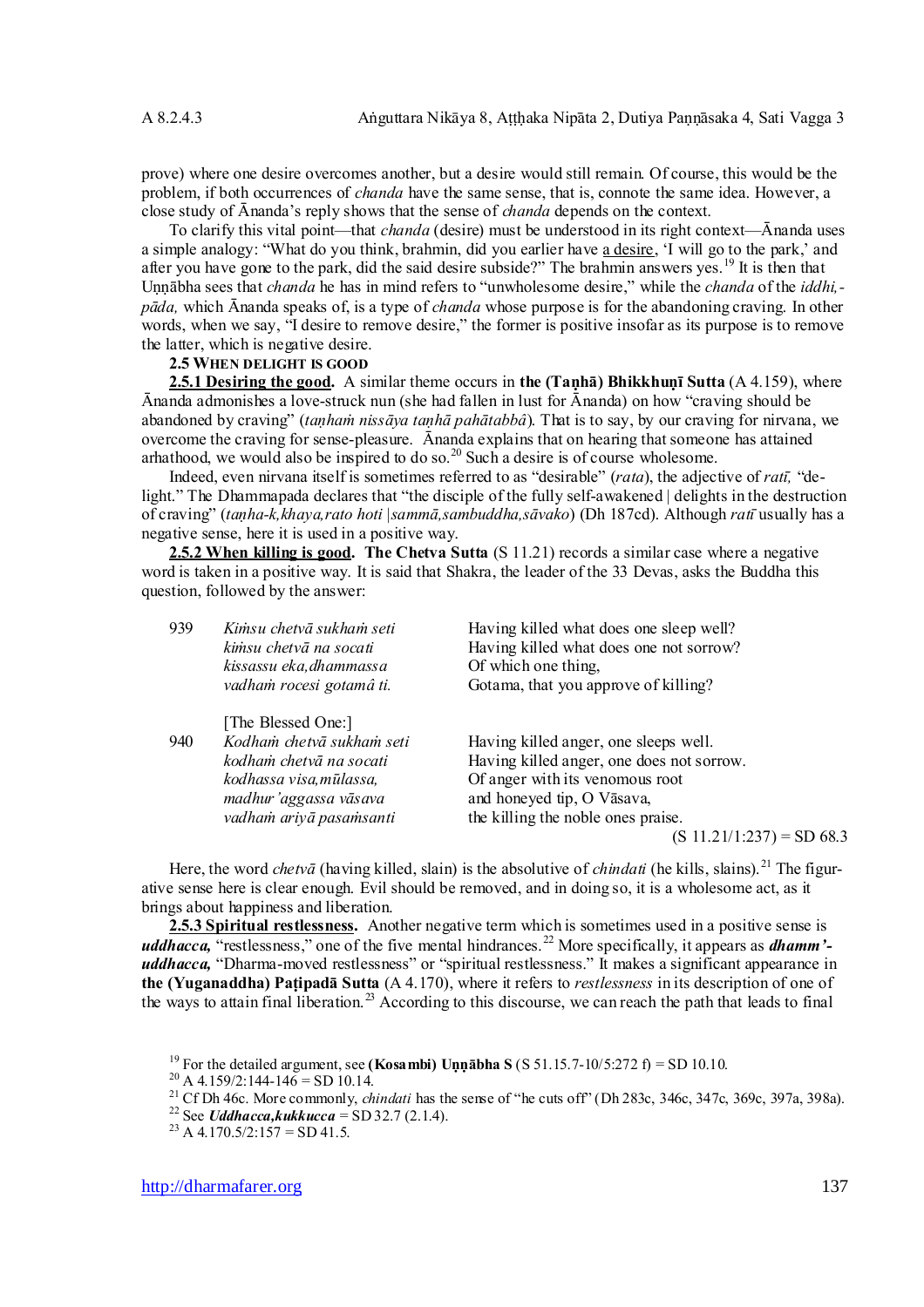prove) where one desire overcomes another, but a desire would still remain. Of course, this would be the problem, if both occurrences of *chanda* have the same sense, that is, connote the same idea. However, a close study of Ānanda's reply shows that the sense of *chanda* depends on the context.

To clarify this vital point—that *chanda* (desire) must be understood in its right context—Ānanda uses a simple analogy: "What do you think, brahmin, did you earlier have a desire, 'I will go to the park,' and after you have gone to the park, did the said desire subside?" The brahmin answers yes.[19] It is then that Uṇṇābha sees that *chanda* he has in mind refers to "unwholesome desire," while the *chanda* of the *iddhi,-pāda,* which Ānanda speaks of, is a type of *chanda* whose purpose is for the abandoning craving. In other words, when we say, "I desire to remove desire," the former is positive insofar as its purpose is to remove the latter, which is negative desire.

**2.5 WHEN DELIGHT IS GOOD**

**2.5.1 Desiring the good.** A similar theme occurs in **the (Taṇhā) Bhikkhuṇī Sutta** (A 4.159), where Ānanda admonishes a love-struck nun (she had fallen in lust for Ānanda) on how "craving should be abandoned by craving" (*taṇhaṁ nissāya taṇhā pahātabbâ*). That is to say, by our craving for nirvana, we overcome the craving for sense-pleasure. Ānanda explains that on hearing that someone has attained arhathood, we would also be inspired to do so.[20] Such a desire is of course wholesome.

Indeed, even nirvana itself is sometimes referred to as "desirable" (*rata*), the adjective of *ratī,* "delight." The Dhammapada declares that "the disciple of the fully self-awakened | delights in the destruction of craving" (*taṇha-k,khaya,rato hoti |sammā,sambuddha,sāvako*) (Dh 187cd). Although *ratī* usually has a negative sense, here it is used in a positive way.

**2.5.2 When killing is good. The Chetva Sutta** (S 11.21) records a similar case where a negative word is taken in a positive way. It is said that Shakra, the leader of the 33 Devas, asks the Buddha this question, followed by the answer:

| | | |
|---|---|---|
| 939 | *Kiṁsu chetvā sukhaṁ seti* | Having killed what does one sleep well? |
| | *kiṁsu chetvā na socati* | Having killed what does one not sorrow? |
| | *kissassu eka,dhammassa* | Of which one thing, |
| | *vadhaṁ rocesi gotamâ ti.* | Gotama, that you approve of killing? |
| | [The Blessed One:] | |
| 940 | *Kodhaṁ chetvā sukhaṁ seti* | Having killed anger, one sleeps well. |
| | *kodhaṁ chetvā na socati* | Having killed anger, one does not sorrow. |
| | *kodhassa visa,mūlassa,* | Of anger with its venomous root |
| | *madhur'aggassa vāsava* | and honeyed tip, O Vāsava, |
| | *vadhaṁ ariyā pasaṁsanti* | the killing the noble ones praise. |

(S 11.21/1:237) = SD 68.3

Here, the word *chetvā* (having killed, slain) is the absolutive of *chindati* (he kills, slains).[21] The figurative sense here is clear enough. Evil should be removed, and in doing so, it is a wholesome act, as it brings about happiness and liberation.

**2.5.3 Spiritual restlessness.** Another negative term which is sometimes used in a positive sense is ***uddhacca,*** "restlessness," one of the five mental hindrances.[22] More specifically, it appears as ***dhamm'-uddhacca,*** "Dharma-moved restlessness" or "spiritual restlessness." It makes a significant appearance in **the (Yuganaddha) Paṭipadā Sutta** (A 4.170), where it refers to *restlessness* in its description of one of the ways to attain final liberation.[23] According to this discourse, we can reach the path that leads to final

[19] For the detailed argument, see **(Kosambi) Uṇṇābha S** (S 51.15.7-10/5:272 f) = SD 10.10.

[20] A 4.159/2:144-146 = SD 10.14.

[21] Cf Dh 46c. More commonly, *chindati* has the sense of "he cuts off" (Dh 283c, 346c, 347c, 369c, 397a, 398a).

[22] See ***Uddhacca,kukkucca*** = SD 32.7 (2.1.4).

[23] A 4.170.5/2:157 = SD 41.5.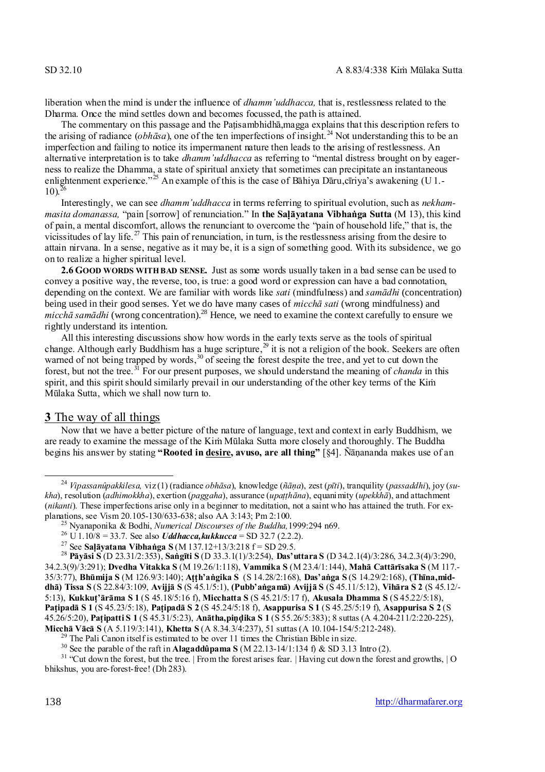liberation when the mind is under the influence of *dhamm'uddhacca,* that is, restlessness related to the Dharma. Once the mind settles down and becomes focussed, the path is attained.

The commentary on this passage and the Paṭisambhidhā,magga explains that this description refers to the arising of radiance (*obhāsa*), one of the ten imperfections of insight.[24] Not understanding this to be an imperfection and failing to notice its impermanent nature then leads to the arising of restlessness. An alternative interpretation is to take *dhamm'uddhacca* as referring to "mental distress brought on by eagerness to realize the Dhamma, a state of spiritual anxiety that sometimes can precipitate an instantaneous enlightenment experience."[25] An example of this is the case of Bāhiya Dāru,cīriya's awakening (U 1.-10).[26]

Interestingly, we can see *dhamm'uddhacca* in terms referring to spiritual evolution, such as *nekkhamasita domanassa,* "pain [sorrow] of renunciation." In **the Saḷāyatana Vibhaṅga Sutta** (M 13), this kind of pain, a mental discomfort, allows the renunciant to overcome the "pain of household life," that is, the vicissitudes of lay life.[27] This pain of renunciation, in turn, is the restlessness arising from the desire to attain nirvana. In a sense, negative as it may be, it is a sign of something good. With its subsidence, we go on to realize a higher spiritual level.

**2.6 GOOD WORDS WITH BAD SENSE.** Just as some words usually taken in a bad sense can be used to convey a positive way, the reverse, too, is true: a good word or expression can have a bad connotation, depending on the context. We are familiar with words like *sati* (mindfulness) and *samādhi* (concentration) being used in their good senses. Yet we do have many cases of *micchā sati* (wrong mindfulness) and *micchā samādhi* (wrong concentration).[28] Hence, we need to examine the context carefully to ensure we rightly understand its intention.

All this interesting discussions show how words in the early texts serve as the tools of spiritual change. Although early Buddhism has a huge scripture,[29] it is not a religion of the book. Seekers are often warned of not being trapped by words,[30] of seeing the forest despite the tree, and yet to cut down the forest, but not the tree.[31] For our present purposes, we should understand the meaning of *chanda* in this spirit, and this spirit should similarly prevail in our understanding of the other key terms of the Kiṁ Mūlaka Sutta, which we shall now turn to.

## 3 The way of all things

Now that we have a better picture of the nature of language, text and context in early Buddhism, we are ready to examine the message of the Kiṁ Mūlaka Sutta more closely and thoroughly. The Buddha begins his answer by stating **"Rooted in desire, avuso, are all thing"** [§4]. Ñāṇananda makes use of an

---

[24] *Vipassanûpakkilesa,* viz (1) (radiance *obhāsa*), knowledge (*ñāṇa*), zest (*pīti*), tranquility (*passaddhi*), joy (*sukha*), resolution (*adhimokkha*), exertion (*paggaha*), assurance (*upaṭṭhāna*), equanimity (*upekkhā*), and attachment (*nikanti*). These imperfections arise only in a beginner to meditation, not a saint who has attained the truth. For explanations, see Vism 20.105-130/633-638; also AA 3:143; Pm 2:100.

[25] Nyanaponika & Bodhi, *Numerical Discourses of the Buddha,* 1999:294 n69.

[26] U 1.10/8 = 33.7. See also ***Uddhacca,kukkucca*** = SD 32.7 (2.2.2).

[27] See **Saḷāyatana Vibhaṅga S** (M 137.12+13/3:218 f = SD 29.5.

[28] **Pāyāsi S** (D 23.31/2:353), **Saṅgīti S** (D 33.3.1(1)/3:254), **Das'uttara S** (D 34.2.1(4)/3:286, 34.2.3(4)/3:290, 34.2.3(9)/3:291); **Dvedha Vitakka S** (M 19.26/1:118), **Vammika S** (M 23.4/1:144), **Mahā Cattārīsaka S** (M 117.-35/3:77), **Bhūmija S** (M 126.9/3:140); **Aṭṭh'aṅgika S** (S 14.28/2:168), **Das'aṅga S** (S 14.29/2:168), **(Thīna,middhā) Tissa S** (S 22.84/3:109, **Avijjā S** (S 45.1/5:1), **(Pubb'aṅgamā) Avijjā S** (S 45.11/5:12), **Vihāra S 2** (S 45.12/-5:13), **Kukkuṭ'ārāma S 1** (S 45.18/5:16 f), **Micchatta S** (S 45.21/5:17 f), **Akusala Dhamma S** (S 45.22/5:18), **Paṭipadā S 1** (S 45.23/5:18), **Paṭipadā S 2** (S 45.24/5:18 f), **Asappurisa S 1** (S 45.25/5:19 f), **Asappurisa S 2** (S 45.26/5:20), **Paṭipatti S 1** (S 45.31/5:23), **Anātha,piṇḍika S 1** (S 55.26/5:383); 8 suttas (A 4.204-211/2:220-225), **Micchā Vācā S** (A 5.119/3:141), **Khetta S** (A 8.34.3/4:237), 51 suttas (A 10.104-154/5:212-248).

[29] The Pali Canon itself is estimated to be over 11 times the Christian Bible in size.

[30] See the parable of the raft in **Alagaddûpama S** (M 22.13-14/1:134 f) & SD 3.13 Intro (2).

[31] "Cut down the forest, but the tree. | From the forest arises fear. | Having cut down the forest and growths, | O bhikshus, you are-forest-free! (Dh 283).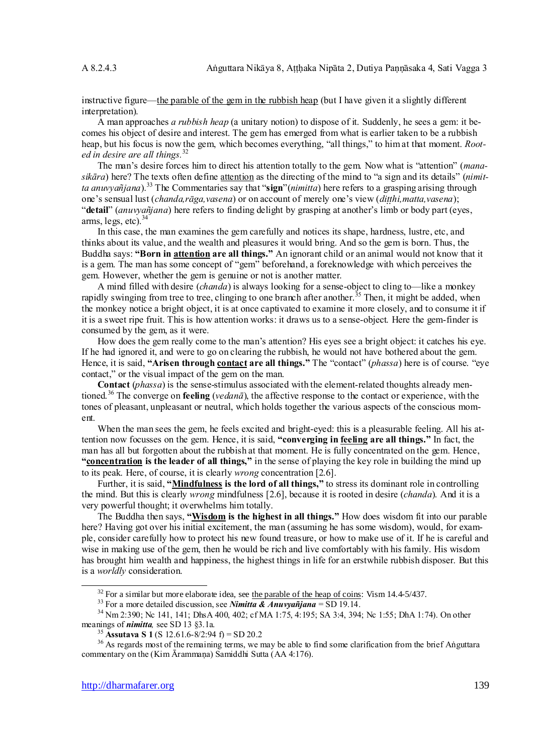instructive figure—the parable of the gem in the rubbish heap (but I have given it a slightly different interpretation).

A man approaches *a rubbish heap* (a unitary notion) to dispose of it. Suddenly, he sees a gem: it becomes his object of desire and interest. The gem has emerged from what is earlier taken to be a rubbish heap, but his focus is now the gem, which becomes everything, "all things," to him at that moment. *Rooted in desire are all things.*[32]

The man's desire forces him to direct his attention totally to the gem. Now what is "attention" (*manasikāra*) here? The texts often define attention as the directing of the mind to "a sign and its details" (*nimitta anuvyañjana*).[33] The Commentaries say that "**sign**"(*nimitta*) here refers to a grasping arising through one's sensual lust (*chanda,rāga,vasena*) or on account of merely one's view (*diṭṭhi,matta,vasena*); "**detail**" (*anuvyañjana*) here refers to finding delight by grasping at another's limb or body part (eyes, arms, legs, etc).[34]

In this case, the man examines the gem carefully and notices its shape, hardness, lustre, etc, and thinks about its value, and the wealth and pleasures it would bring. And so the gem is born. Thus, the Buddha says: **"Born in attention are all things."** An ignorant child or an animal would not know that it is a gem. The man has some concept of "gem" beforehand, a foreknowledge with which perceives the gem. However, whether the gem is genuine or not is another matter.

A mind filled with desire (*chanda*) is always looking for a sense-object to cling to—like a monkey rapidly swinging from tree to tree, clinging to one branch after another.[35] Then, it might be added, when the monkey notice a bright object, it is at once captivated to examine it more closely, and to consume it if it is a sweet ripe fruit. This is how attention works: it draws us to a sense-object. Here the gem-finder is consumed by the gem, as it were.

How does the gem really come to the man's attention? His eyes see a bright object: it catches his eye. If he had ignored it, and were to go on clearing the rubbish, he would not have bothered about the gem. Hence, it is said, **"Arisen through contact are all things."** The "contact" (*phassa*) here is of course. "eye contact," or the visual impact of the gem on the man.

**Contact** (*phassa*) is the sense-stimulus associated with the element-related thoughts already mentioned.[36] The converge on **feeling** (*vedanā*), the affective response to the contact or experience, with the tones of pleasant, unpleasant or neutral, which holds together the various aspects of the conscious moment.

When the man sees the gem, he feels excited and bright-eyed: this is a pleasurable feeling. All his attention now focusses on the gem. Hence, it is said, **"converging in feeling are all things."** In fact, the man has all but forgotten about the rubbish at that moment. He is fully concentrated on the gem. Hence, **"concentration is the leader of all things,"** in the sense of playing the key role in building the mind up to its peak. Here, of course, it is clearly *wrong* concentration [2.6].

Further, it is said, **"Mindfulness is the lord of all things,"** to stress its dominant role in controlling the mind. But this is clearly *wrong* mindfulness [2.6], because it is rooted in desire (*chanda*). And it is a very powerful thought; it overwhelms him totally.

The Buddha then says, **"Wisdom is the highest in all things."** How does wisdom fit into our parable here? Having got over his initial excitement, the man (assuming he has some wisdom), would, for example, consider carefully how to protect his new found treasure, or how to make use of it. If he is careful and wise in making use of the gem, then he would be rich and live comfortably with his family. His wisdom has brought him wealth and happiness, the highest things in life for an erstwhile rubbish disposer. But this is a *worldly* consideration.

---

[32] For a similar but more elaborate idea, see the parable of the heap of coins: Vism 14.4-5/437.

[33] For a more detailed discussion, see ***Nimitta & Anuvyañjana*** = SD 19.14.

[34] Nm 2:390; Nc 141, 141; DhsA 400, 402; cf MA 1:75, 4:195; SA 3:4, 394; Nc 1:55; DhA 1:74). On other meanings of ***nimitta,*** see SD 13 §3.1a.

[35] **Assutava S 1** (S 12.61.6-8/2:94 f) = SD 20.2

[36] As regards most of the remaining terms, we may be able to find some clarification from the brief Aṅguttara commentary on the (Kim Ārammaṇa) Samiddhi Sutta (AA 4:176).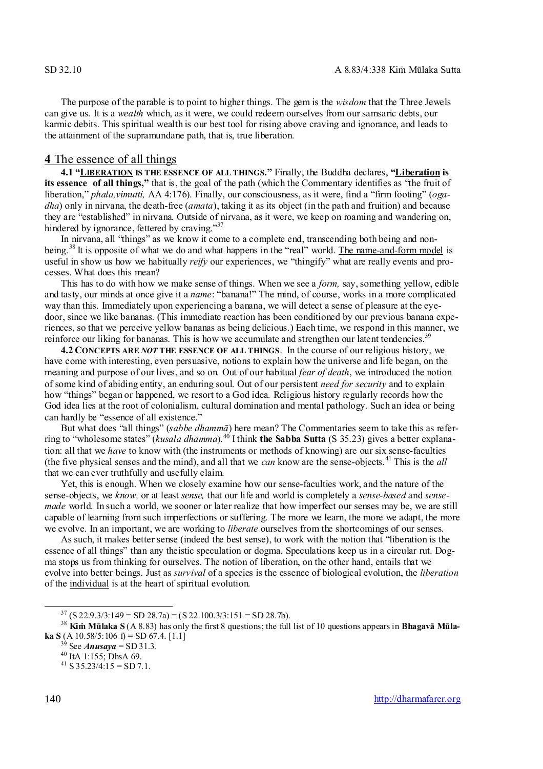The purpose of the parable is to point to higher things. The gem is the *wisdom* that the Three Jewels can give us. It is a *wealth* which, as it were, we could redeem ourselves from our samsaric debts, our karmic debits. This spiritual wealth is our best tool for rising above craving and ignorance, and leads to the attainment of the supramundane path, that is, true liberation.

## 4 The essence of all things

**4.1 "LIBERATION IS THE ESSENCE OF ALL THINGS."** Finally, the Buddha declares, **"Liberation is its essence of all things,"** that is, the goal of the path (which the Commentary identifies as "the fruit of liberation," *phala,vimutti,* AA 4:176). Finally, our consciousness, as it were, find a "firm footing" (*ogadha*) only in nirvana, the death-free (*amata*), taking it as its object (in the path and fruition) and because they are "established" in nirvana. Outside of nirvana, as it were, we keep on roaming and wandering on, hindered by ignorance, fettered by craving."[37]

In nirvana, all "things" as we know it come to a complete end, transcending both being and non-being.[38] It is opposite of what we do and what happens in the "real" world. The name-and-form model is useful in show us how we habitually *reify* our experiences, we "thingify" what are really events and processes. What does this mean?

This has to do with how we make sense of things. When we see a *form,* say, something yellow, edible and tasty, our minds at once give it a *name*: "banana!" The mind, of course, works in a more complicated way than this. Immediately upon experiencing a banana, we will detect a sense of pleasure at the eye-door, since we like bananas. (This immediate reaction has been conditioned by our previous banana experiences, so that we perceive yellow bananas as being delicious.) Each time, we respond in this manner, we reinforce our liking for bananas. This is how we accumulate and strengthen our latent tendencies.[39]

**4.2 CONCEPTS ARE *NOT* THE ESSENCE OF ALL THINGS.** In the course of our religious history, we have come with interesting, even persuasive, notions to explain how the universe and life began, on the meaning and purpose of our lives, and so on. Out of our habitual *fear of death*, we introduced the notion of some kind of abiding entity, an enduring soul. Out of our persistent *need for security* and to explain how "things" began or happened, we resort to a God idea. Religious history regularly records how the God idea lies at the root of colonialism, cultural domination and mental pathology. Such an idea or being can hardly be "essence of all existence."

But what does "all things" (*sabbe dhammā*) here mean? The Commentaries seem to take this as referring to "wholesome states" (*kusala dhamma*).[40] I think **the Sabba Sutta** (S 35.23) gives a better explanation: all that we *have* to know with (the instruments or methods of knowing) are our six sense-faculties (the five physical senses and the mind), and all that we *can* know are the sense-objects.[41] This is the *all* that we can ever truthfully and usefully claim.

Yet, this is enough. When we closely examine how our sense-faculties work, and the nature of the sense-objects, we *know,* or at least *sense,* that our life and world is completely a *sense-based* and *sense-made* world. In such a world, we sooner or later realize that how imperfect our senses may be, we are still capable of learning from such imperfections or suffering. The more we learn, the more we adapt, the more we evolve. In an important, we are working to *liberate* ourselves from the shortcomings of our senses.

As such, it makes better sense (indeed the best sense), to work with the notion that "liberation is the essence of all things" than any theistic speculation or dogma. Speculations keep us in a circular rut. Dogma stops us from thinking for ourselves. The notion of liberation, on the other hand, entails that we evolve into better beings. Just as *survival* of a species is the essence of biological evolution, the *liberation* of the individual is at the heart of spiritual evolution.

---

[37] (S 22.9.3/3:149 = SD 28.7a) = (S 22.100.3/3:151 = SD 28.7b).

[38] **Kiṁ Mūlaka S** (A 8.83) has only the first 8 questions; the full list of 10 questions appears in **Bhagavā Mūlaka S** (A 10.58/5:106 f) = SD 67.4. [1.1]

[39] See ***Anusaya*** = SD 31.3.

[40] ItA 1:155; DhsA 69.

[41] S 35.23/4:15 = SD 7.1.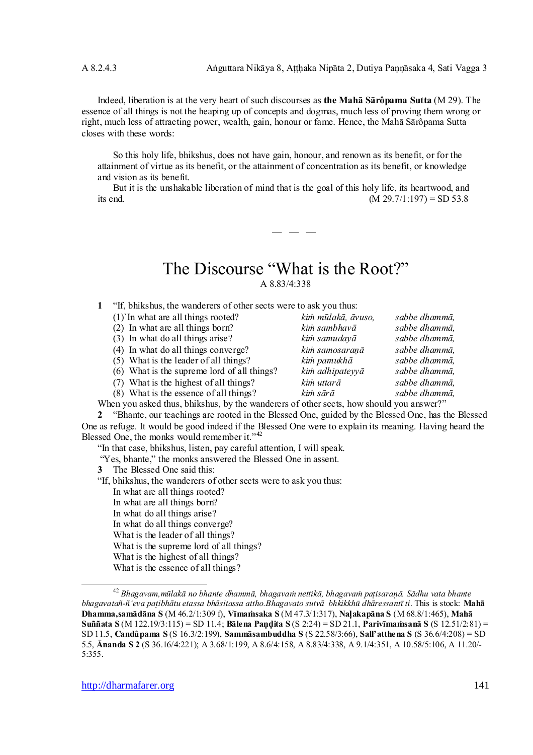Indeed, liberation is at the very heart of such discourses as **the Mahā Sārôpama Sutta** (M 29). The essence of all things is not the heaping up of concepts and dogmas, much less of proving them wrong or right, much less of attracting power, wealth, gain, honour or fame. Hence, the Mahā Sārôpama Sutta closes with these words:

> So this holy life, bhikshus, does not have gain, honour, and renown as its benefit, or for the attainment of virtue as its benefit, or the attainment of concentration as its benefit, or knowledge and vision as its benefit.
>
> But it is the unshakable liberation of mind that is the goal of this holy life, its heartwood, and its end. (M 29.7/1:197) = SD 53.8

— — —

# The Discourse "What is the Root?"

A 8.83/4:338

**1** "If, bhikshus, the wanderers of other sects were to ask you thus:

| | | |
|---|---|---|
| (1) In what are all things rooted? | *kiṁ mūlakā, āvuso,* | *sabbe dhammā,* |
| (2) In what are all things born? | *kiṁ sambhavā* | *sabbe dhammā,* |
| (3) In what do all things arise? | *kiṁ samudayā* | *sabbe dhammā,* |
| (4) In what do all things converge? | *kiṁ samosaraṇā* | *sabbe dhammā,* |
| (5) What is the leader of all things? | *kiṁ pamukhā* | *sabbe dhammā,* |
| (6) What is the supreme lord of all things? | *kiṁ adhipateyyā* | *sabbe dhammā,* |
| (7) What is the highest of all things? | *kiṁ uttarā* | *sabbe dhammā,* |
| (8) What is the essence of all things? | *kiṁ sārā* | *sabbe dhammā,* |

When you asked thus, bhikshus, by the wanderers of other sects, how should you answer?"

**2** "Bhante, our teachings are rooted in the Blessed One, guided by the Blessed One, has the Blessed One as refuge. It would be good indeed if the Blessed One were to explain its meaning. Having heard the Blessed One, the monks would remember it."[42]

"In that case, bhikshus, listen, pay careful attention, I will speak.

"Yes, bhante," the monks answered the Blessed One in assent.

**3** The Blessed One said this:

"If, bhikshus, the wanderers of other sects were to ask you thus:

In what are all things rooted?
In what are all things born?
In what do all things arise?
In what do all things converge?
What is the leader of all things?
What is the supreme lord of all things?
What is the highest of all things?
What is the essence of all things?

---

[42] *Bhagavam,mūlakā no bhante dhammā, bhagavaṁ nettikā, bhagavaṁ paṭisaraṇā. Sādhu vata bhante bhagavatañ-ñ'eva paṭibhātu etassa bhāsitassa attho.Bhagavato sutvā bhikkhū dhāressantī ti*. This is stock: **Mahā Dhamma,samādāna S** (M 46.2/1:309 f), **Vīmaṁsaka S** (M 47.3/1:317), **Naḷakapāna S** (M 68.8/1:465), **Mahā Suññata S** (M 122.19/3:115) = SD 11.4; **Bālena Paṇḍita S** (S 2:24) = SD 21.1, **Parivīmaṁsanā S** (S 12.51/2:81) = SD 11.5, **Candûpama S** (S 16.3/2:199), **Sammāsambuddha S** (S 22.58/3:66), **Sall'atthena S** (S 36.6/4:208) = SD 5.5, **Ānanda S 2** (S 36.16/4:221); A 3.68/1:199, A 8.6/4:158, A 8.83/4:338, A 9.1/4:351, A 10.58/5:106, A 11.20/-5:355.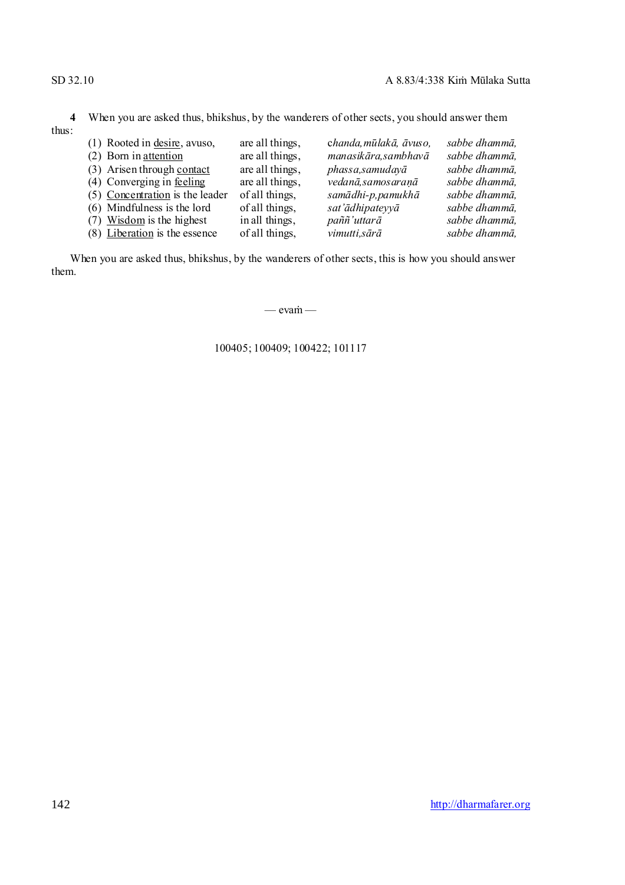**4** When you are asked thus, bhikshus, by the wanderers of other sects, you should answer them thus:

| | | | |
|---|---|---|---|
| (1) Rooted in desire, avuso, | are all things, | *chanda,mūlakā, āvuso,* | *sabbe dhammā,* |
| (2) Born in attention | are all things, | *manasikāra,sambhavā* | *sabbe dhammā,* |
| (3) Arisen through contact | are all things, | *phassa,samudayā* | *sabbe dhammā,* |
| (4) Converging in feeling | are all things, | *vedanā,samosaraṇā* | *sabbe dhammā,* |
| (5) Concentration is the leader | of all things, | *samādhi-p,pamukhā* | *sabbe dhammā,* |
| (6) Mindfulness is the lord | of all things, | *sat'ādhipateyyā* | *sabbe dhammā,* |
| (7) Wisdom is the highest | in all things, | *paññ'uttarā* | *sabbe dhammā,* |
| (8) Liberation is the essence | of all things, | *vimutti,sārā* | *sabbe dhammā,* |

When you are asked thus, bhikshus, by the wanderers of other sects, this is how you should answer them.

— evaṁ —

100405; 100409; 100422; 101117